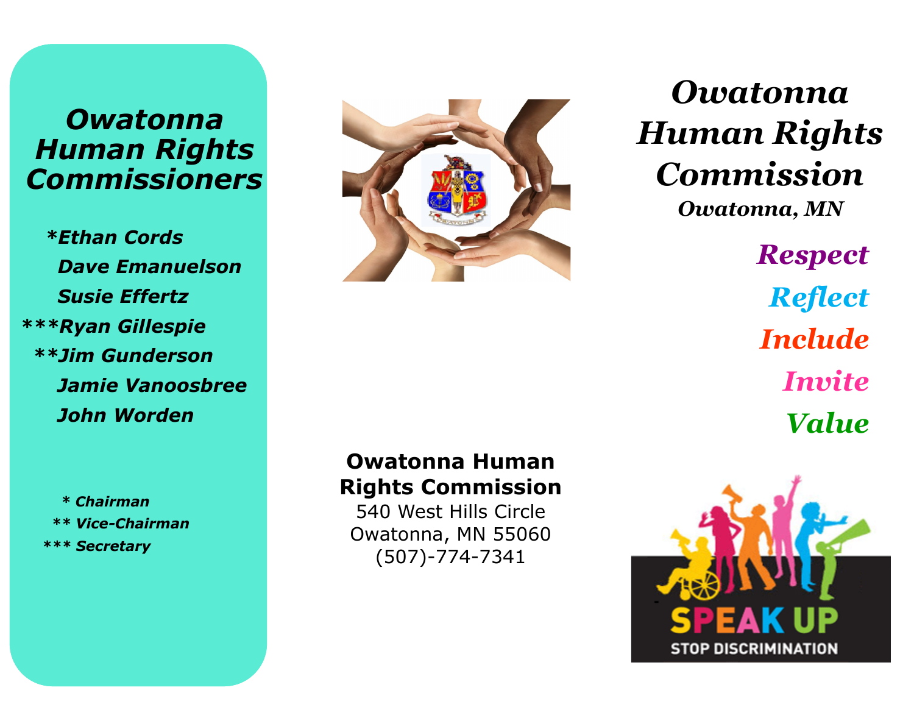## *Owatonna Human Rights Commissioners*

*\*Ethan Cords*

*Dave Emanuelson*

*Susie Effertz*

*\*\*\*Ryan Gillespie*

*\*\*Jim Gunderson*

*Jamie Vanoosbree*

*John Worden*

*\* Chairman*

*\*\* Vice-Chairman*

*\*\*\* Secretary*

**Owatonna Human Rights Commission**
540 West Hills Circle
Owatonna, MN 55060
(507)-774-7341

# *Owatonna Human Rights Commission*

***Owatonna, MN***

*Respect*

*Reflect*

*Include*

*Invite*

*Value*

SPEAK UP

STOP DISCRIMINATION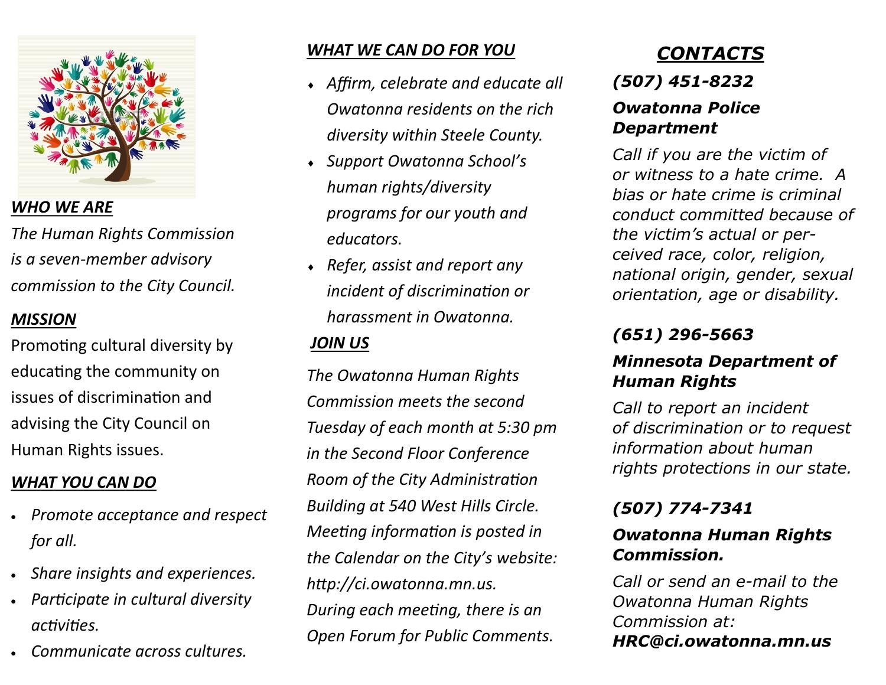## *WHO WE ARE*

*The Human Rights Commission is a seven-member advisory commission to the City Council.*

## *MISSION*

Promoting cultural diversity by educating the community on issues of discrimination and advising the City Council on Human Rights issues.

## *WHAT YOU CAN DO*

- *Promote acceptance and respect for all.*
- *Share insights and experiences.*
- *Participate in cultural diversity activities.*
- *Communicate across cultures.*

## *WHAT WE CAN DO FOR YOU*

- *Affirm, celebrate and educate all Owatonna residents on the rich diversity within Steele County.*
- *Support Owatonna School's human rights/diversity programs for our youth and educators.*
- *Refer, assist and report any incident of discrimination or harassment in Owatonna.*

## *JOIN US*

*The Owatonna Human Rights Commission meets the second Tuesday of each month at 5:30 pm in the Second Floor Conference Room of the City Administration Building at 540 West Hills Circle. Meeting information is posted in the Calendar on the City's website: http://ci.owatonna.mn.us. During each meeting, there is an Open Forum for Public Comments.*

## *CONTACTS*

***(507) 451-8232***

***Owatonna Police Department***

*Call if you are the victim of or witness to a hate crime. A bias or hate crime is criminal conduct committed because of the victim's actual or perceived race, color, religion, national origin, gender, sexual orientation, age or disability.*

***(651) 296-5663***

***Minnesota Department of Human Rights***

*Call to report an incident of discrimination or to request information about human rights protections in our state.*

***(507) 774-7341***

***Owatonna Human Rights Commission.***

*Call or send an e-mail to the Owatonna Human Rights Commission at:* ***HRC@ci.owatonna.mn.us***